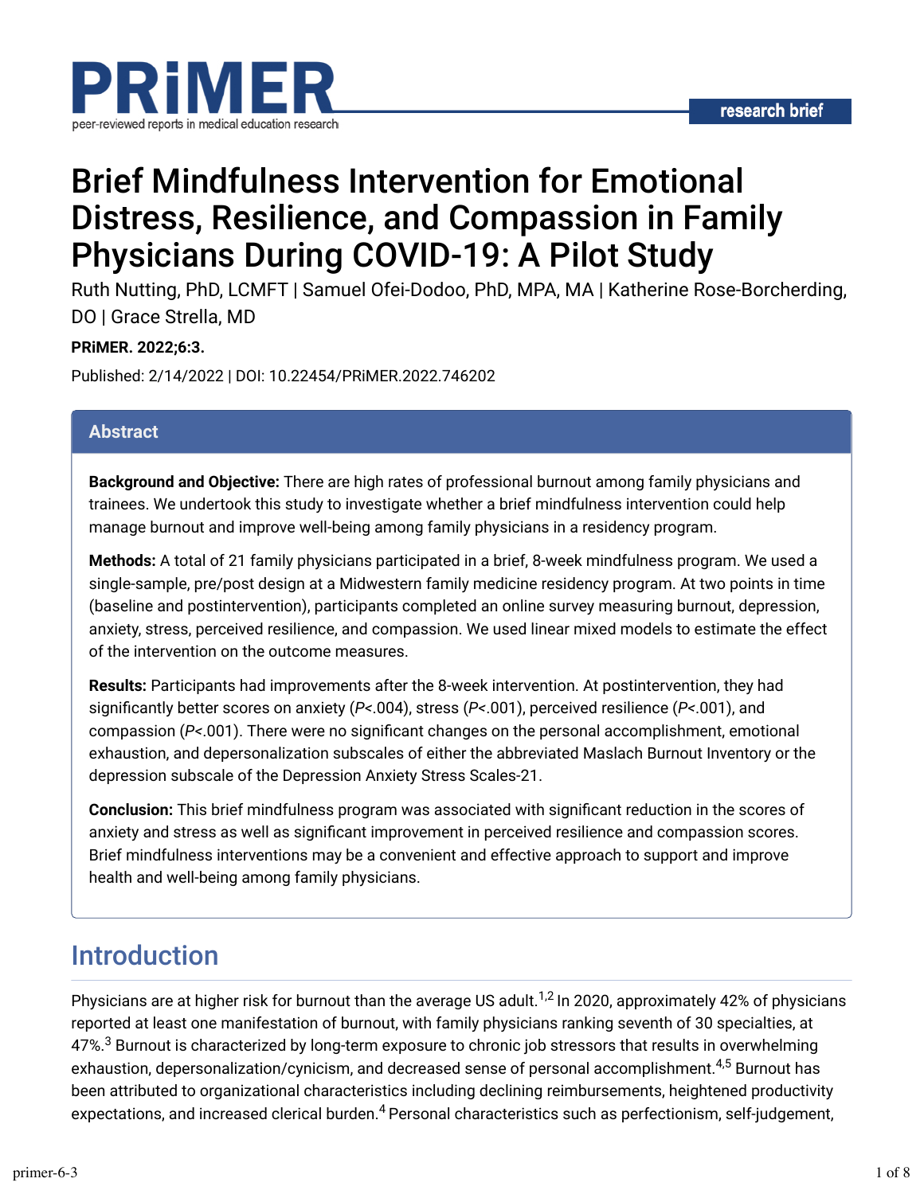research brief

# Brief Mindfulness Intervention for Emotional Distress, Resilience, and Compassion in Family Physicians During COVID-19: A Pilot Study

Ruth Nutting, PhD, LCMFT | Samuel Ofei-Dodoo, PhD, MPA, MA | Katherine Rose-Borcherding, DO | Grace Strella, MD

**PRiMER. 2022;6:3.**

Published: 2/14/2022 | DOI: 10.22454/PRiMER.2022.746202

## Abstract

**Background and Objective:** There are high rates of professional burnout among family physicians and trainees. We undertook this study to investigate whether a brief mindfulness intervention could help manage burnout and improve well-being among family physicians in a residency program.

**Methods:** A total of 21 family physicians participated in a brief, 8-week mindfulness program. We used a single-sample, pre/post design at a Midwestern family medicine residency program. At two points in time (baseline and postintervention), participants completed an online survey measuring burnout, depression, anxiety, stress, perceived resilience, and compassion. We used linear mixed models to estimate the effect of the intervention on the outcome measures.

**Results:** Participants had improvements after the 8-week intervention. At postintervention, they had significantly better scores on anxiety ($P$<.004), stress ($P$<.001), perceived resilience ($P$<.001), and compassion ($P$<.001). There were no significant changes on the personal accomplishment, emotional exhaustion, and depersonalization subscales of either the abbreviated Maslach Burnout Inventory or the depression subscale of the Depression Anxiety Stress Scales-21.

**Conclusion:** This brief mindfulness program was associated with significant reduction in the scores of anxiety and stress as well as significant improvement in perceived resilience and compassion scores. Brief mindfulness interventions may be a convenient and effective approach to support and improve health and well-being among family physicians.

## Introduction

Physicians are at higher risk for burnout than the average US adult.[1,2] In 2020, approximately 42% of physicians reported at least one manifestation of burnout, with family physicians ranking seventh of 30 specialties, at 47%.[3] Burnout is characterized by long-term exposure to chronic job stressors that results in overwhelming exhaustion, depersonalization/cynicism, and decreased sense of personal accomplishment.[4,5] Burnout has been attributed to organizational characteristics including declining reimbursements, heightened productivity expectations, and increased clerical burden.[4] Personal characteristics such as perfectionism, self-judgement,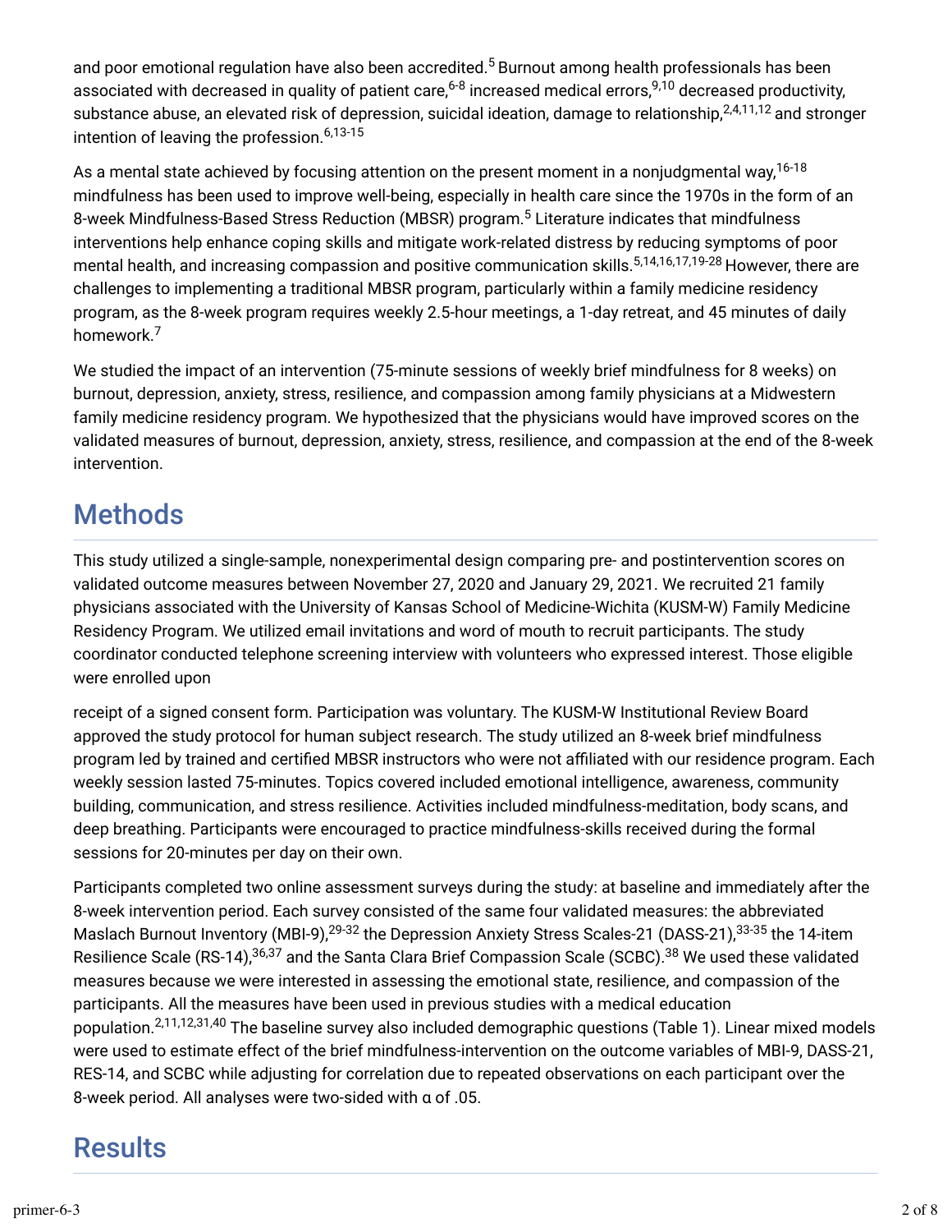and poor emotional regulation have also been accredited.[5] Burnout among health professionals has been associated with decreased in quality of patient care,[6-8] increased medical errors,[9,10] decreased productivity, substance abuse, an elevated risk of depression, suicidal ideation, damage to relationship,[2,4,11,12] and stronger intention of leaving the profession.[6,13-15]

As a mental state achieved by focusing attention on the present moment in a nonjudgmental way,[16-18] mindfulness has been used to improve well-being, especially in health care since the 1970s in the form of an 8-week Mindfulness-Based Stress Reduction (MBSR) program.[5] Literature indicates that mindfulness interventions help enhance coping skills and mitigate work-related distress by reducing symptoms of poor mental health, and increasing compassion and positive communication skills.[5,14,16,17,19-28] However, there are challenges to implementing a traditional MBSR program, particularly within a family medicine residency program, as the 8-week program requires weekly 2.5-hour meetings, a 1-day retreat, and 45 minutes of daily homework.[7]

We studied the impact of an intervention (75-minute sessions of weekly brief mindfulness for 8 weeks) on burnout, depression, anxiety, stress, resilience, and compassion among family physicians at a Midwestern family medicine residency program. We hypothesized that the physicians would have improved scores on the validated measures of burnout, depression, anxiety, stress, resilience, and compassion at the end of the 8-week intervention.

## Methods

This study utilized a single-sample, nonexperimental design comparing pre- and postintervention scores on validated outcome measures between November 27, 2020 and January 29, 2021. We recruited 21 family physicians associated with the University of Kansas School of Medicine-Wichita (KUSM-W) Family Medicine Residency Program. We utilized email invitations and word of mouth to recruit participants. The study coordinator conducted telephone screening interview with volunteers who expressed interest. Those eligible were enrolled upon receipt of a signed consent form. Participation was voluntary. The KUSM-W Institutional Review Board approved the study protocol for human subject research. The study utilized an 8-week brief mindfulness program led by trained and certified MBSR instructors who were not affiliated with our residence program. Each weekly session lasted 75-minutes. Topics covered included emotional intelligence, awareness, community building, communication, and stress resilience. Activities included mindfulness-meditation, body scans, and deep breathing. Participants were encouraged to practice mindfulness-skills received during the formal sessions for 20-minutes per day on their own.

Participants completed two online assessment surveys during the study: at baseline and immediately after the 8-week intervention period. Each survey consisted of the same four validated measures: the abbreviated Maslach Burnout Inventory (MBI-9),[29-32] the Depression Anxiety Stress Scales-21 (DASS-21),[33-35] the 14-item Resilience Scale (RS-14),[36,37] and the Santa Clara Brief Compassion Scale (SCBC).[38] We used these validated measures because we were interested in assessing the emotional state, resilience, and compassion of the participants. All the measures have been used in previous studies with a medical education population.[2,11,12,31,40] The baseline survey also included demographic questions (Table 1). Linear mixed models were used to estimate effect of the brief mindfulness-intervention on the outcome variables of MBI-9, DASS-21, RES-14, and SCBC while adjusting for correlation due to repeated observations on each participant over the 8-week period. All analyses were two-sided with α of .05.

## Results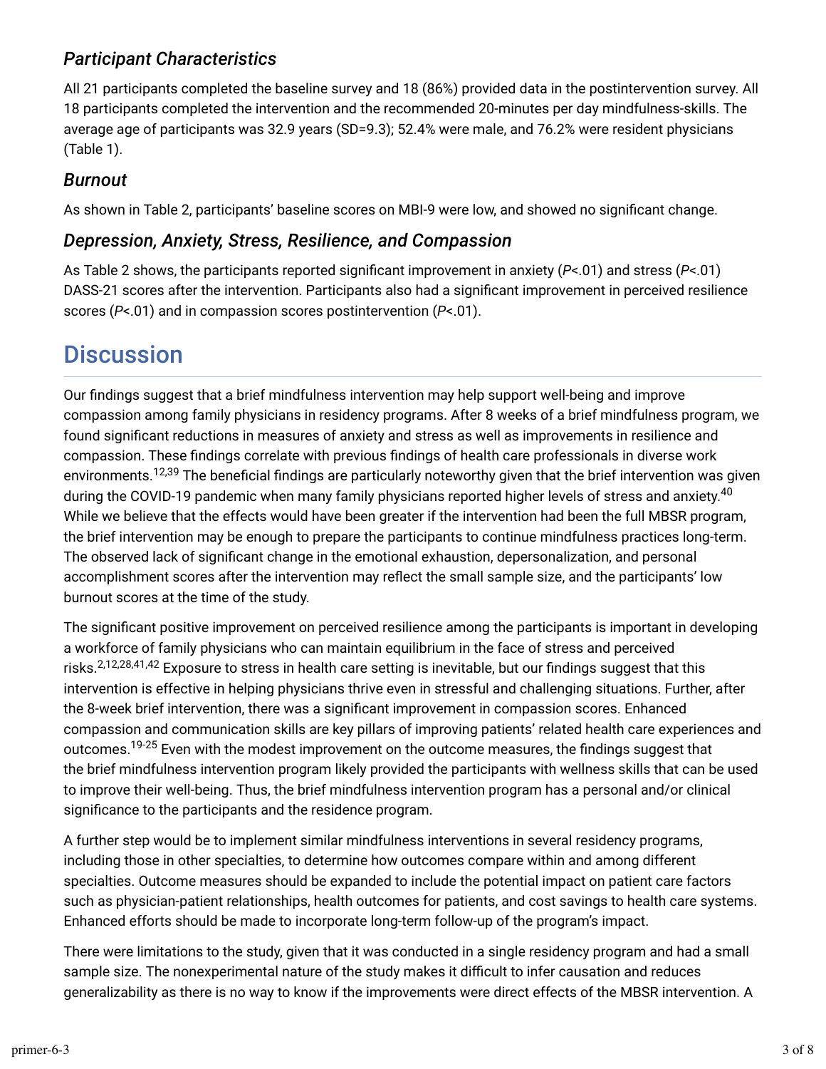### *Participant Characteristics*

All 21 participants completed the baseline survey and 18 (86%) provided data in the postintervention survey. All 18 participants completed the intervention and the recommended 20-minutes per day mindfulness-skills. The average age of participants was 32.9 years (SD=9.3); 52.4% were male, and 76.2% were resident physicians (Table 1).

### *Burnout*

As shown in Table 2, participants' baseline scores on MBI-9 were low, and showed no significant change.

### *Depression, Anxiety, Stress, Resilience, and Compassion*

As Table 2 shows, the participants reported significant improvement in anxiety ($P$<.01) and stress ($P$<.01) DASS-21 scores after the intervention. Participants also had a significant improvement in perceived resilience scores ($P$<.01) and in compassion scores postintervention ($P$<.01).

## Discussion

Our findings suggest that a brief mindfulness intervention may help support well-being and improve compassion among family physicians in residency programs. After 8 weeks of a brief mindfulness program, we found significant reductions in measures of anxiety and stress as well as improvements in resilience and compassion. These findings correlate with previous findings of health care professionals in diverse work environments.[12,39] The beneficial findings are particularly noteworthy given that the brief intervention was given during the COVID-19 pandemic when many family physicians reported higher levels of stress and anxiety.[40] While we believe that the effects would have been greater if the intervention had been the full MBSR program, the brief intervention may be enough to prepare the participants to continue mindfulness practices long-term. The observed lack of significant change in the emotional exhaustion, depersonalization, and personal accomplishment scores after the intervention may reflect the small sample size, and the participants' low burnout scores at the time of the study.

The significant positive improvement on perceived resilience among the participants is important in developing a workforce of family physicians who can maintain equilibrium in the face of stress and perceived risks.[2,12,28,41,42] Exposure to stress in health care setting is inevitable, but our findings suggest that this intervention is effective in helping physicians thrive even in stressful and challenging situations. Further, after the 8-week brief intervention, there was a significant improvement in compassion scores. Enhanced compassion and communication skills are key pillars of improving patients' related health care experiences and outcomes.[19-25] Even with the modest improvement on the outcome measures, the findings suggest that the brief mindfulness intervention program likely provided the participants with wellness skills that can be used to improve their well-being. Thus, the brief mindfulness intervention program has a personal and/or clinical significance to the participants and the residence program.

A further step would be to implement similar mindfulness interventions in several residency programs, including those in other specialties, to determine how outcomes compare within and among different specialties. Outcome measures should be expanded to include the potential impact on patient care factors such as physician-patient relationships, health outcomes for patients, and cost savings to health care systems. Enhanced efforts should be made to incorporate long-term follow-up of the program's impact.

There were limitations to the study, given that it was conducted in a single residency program and had a small sample size. The nonexperimental nature of the study makes it difficult to infer causation and reduces generalizability as there is no way to know if the improvements were direct effects of the MBSR intervention. A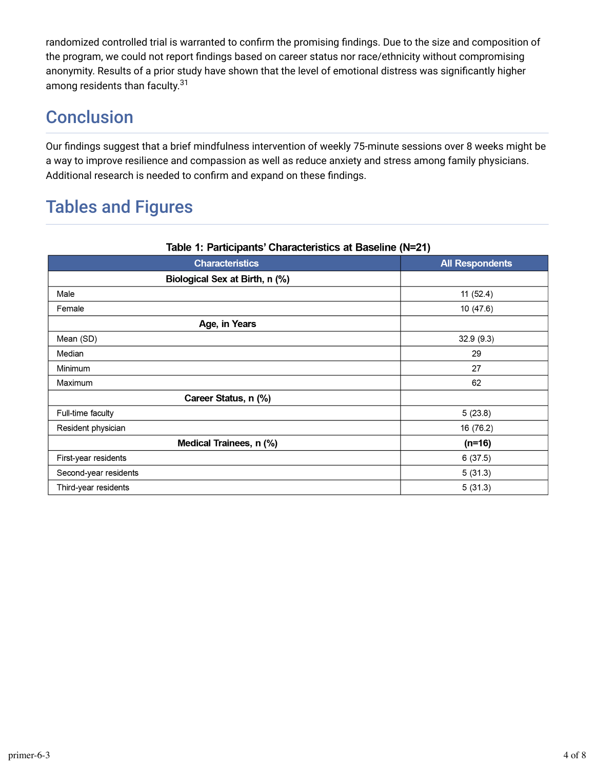randomized controlled trial is warranted to confirm the promising findings. Due to the size and composition of the program, we could not report findings based on career status nor race/ethnicity without compromising anonymity. Results of a prior study have shown that the level of emotional distress was significantly higher among residents than faculty.[31]

## Conclusion

Our findings suggest that a brief mindfulness intervention of weekly 75-minute sessions over 8 weeks might be a way to improve resilience and compassion as well as reduce anxiety and stress among family physicians. Additional research is needed to confirm and expand on these findings.

## Tables and Figures

**Table 1: Participants' Characteristics at Baseline (N=21)**

| Characteristics | All Respondents |
|---|---|
| **Biological Sex at Birth, n (%)** | |
| Male | 11 (52.4) |
| Female | 10 (47.6) |
| **Age, in Years** | |
| Mean (SD) | 32.9 (9.3) |
| Median | 29 |
| Minimum | 27 |
| Maximum | 62 |
| **Career Status, n (%)** | |
| Full-time faculty | 5 (23.8) |
| Resident physician | 16 (76.2) |
| **Medical Trainees, n (%)** | **(n=16)** |
| First-year residents | 6 (37.5) |
| Second-year residents | 5 (31.3) |
| Third-year residents | 5 (31.3) |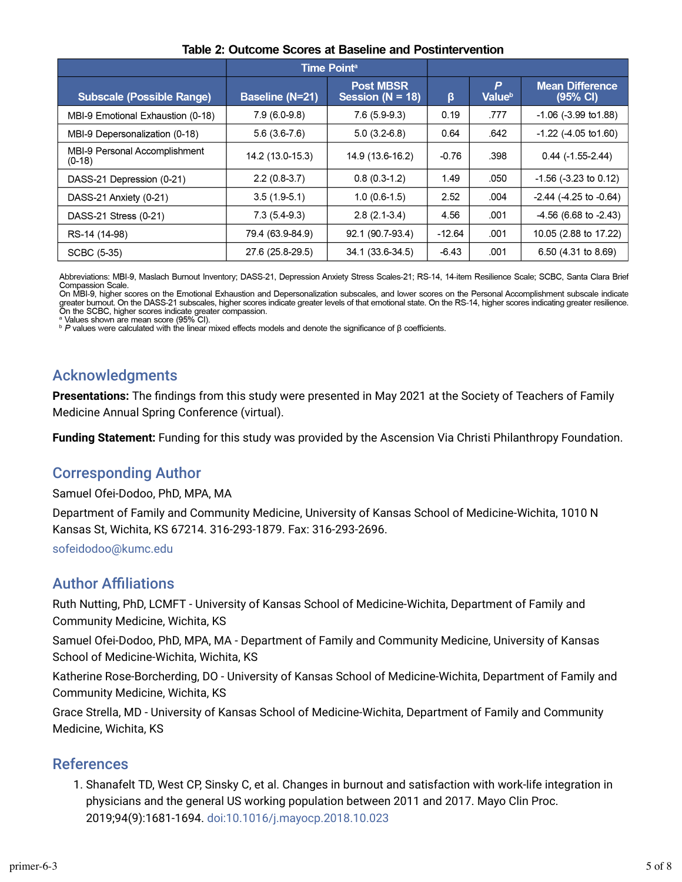**Table 2: Outcome Scores at Baseline and Postintervention**

| | Time Point[a] | | | | |
|---|---|---|---|---|---|
| Subscale (Possible Range) | Baseline (N=21) | Post MBSR Session (N = 18) | β | *P* Value[b] | Mean Difference (95% CI) |
| MBI-9 Emotional Exhaustion (0-18) | 7.9 (6.0-9.8) | 7.6 (5.9-9.3) | 0.19 | .777 | -1.06 (-3.99 to1.88) |
| MBI-9 Depersonalization (0-18) | 5.6 (3.6-7.6) | 5.0 (3.2-6.8) | 0.64 | .642 | -1.22 (-4.05 to1.60) |
| MBI-9 Personal Accomplishment (0-18) | 14.2 (13.0-15.3) | 14.9 (13.6-16.2) | -0.76 | .398 | 0.44 (-1.55-2.44) |
| DASS-21 Depression (0-21) | 2.2 (0.8-3.7) | 0.8 (0.3-1.2) | 1.49 | .050 | -1.56 (-3.23 to 0.12) |
| DASS-21 Anxiety (0-21) | 3.5 (1.9-5.1) | 1.0 (0.6-1.5) | 2.52 | .004 | -2.44 (-4.25 to -0.64) |
| DASS-21 Stress (0-21) | 7.3 (5.4-9.3) | 2.8 (2.1-3.4) | 4.56 | .001 | -4.56 (6.68 to -2.43) |
| RS-14 (14-98) | 79.4 (63.9-84.9) | 92.1 (90.7-93.4) | -12.64 | .001 | 10.05 (2.88 to 17.22) |
| SCBC (5-35) | 27.6 (25.8-29.5) | 34.1 (33.6-34.5) | -6.43 | .001 | 6.50 (4.31 to 8.69) |

Abbreviations: MBI-9, Maslach Burnout Inventory; DASS-21, Depression Anxiety Stress Scales-21; RS-14, 14-item Resilience Scale; SCBC, Santa Clara Brief Compassion Scale.
On MBI-9, higher scores on the Emotional Exhaustion and Depersonalization subscales, and lower scores on the Personal Accomplishment subscale indicate greater burnout. On the DASS-21 subscales, higher scores indicate greater levels of that emotional state. On the RS-14, higher scores indicating greater resilience. On the SCBC, higher scores indicate greater compassion.
[a] Values shown are mean score (95% CI).
[b] *P* values were calculated with the linear mixed effects models and denote the significance of β coefficients.

## Acknowledgments

**Presentations:** The findings from this study were presented in May 2021 at the Society of Teachers of Family Medicine Annual Spring Conference (virtual).

**Funding Statement:** Funding for this study was provided by the Ascension Via Christi Philanthropy Foundation.

## Corresponding Author

Samuel Ofei-Dodoo, PhD, MPA, MA

Department of Family and Community Medicine, University of Kansas School of Medicine-Wichita, 1010 N Kansas St, Wichita, KS 67214. 316-293-1879. Fax: 316-293-2696.

sofeidodoo@kumc.edu

## Author Affiliations

Ruth Nutting, PhD, LCMFT - University of Kansas School of Medicine-Wichita, Department of Family and Community Medicine, Wichita, KS

Samuel Ofei-Dodoo, PhD, MPA, MA - Department of Family and Community Medicine, University of Kansas School of Medicine-Wichita, Wichita, KS

Katherine Rose-Borcherding, DO - University of Kansas School of Medicine-Wichita, Department of Family and Community Medicine, Wichita, KS

Grace Strella, MD - University of Kansas School of Medicine-Wichita, Department of Family and Community Medicine, Wichita, KS

## References

1. Shanafelt TD, West CP, Sinsky C, et al. Changes in burnout and satisfaction with work-life integration in physicians and the general US working population between 2011 and 2017. Mayo Clin Proc. 2019;94(9):1681-1694. doi:10.1016/j.mayocp.2018.10.023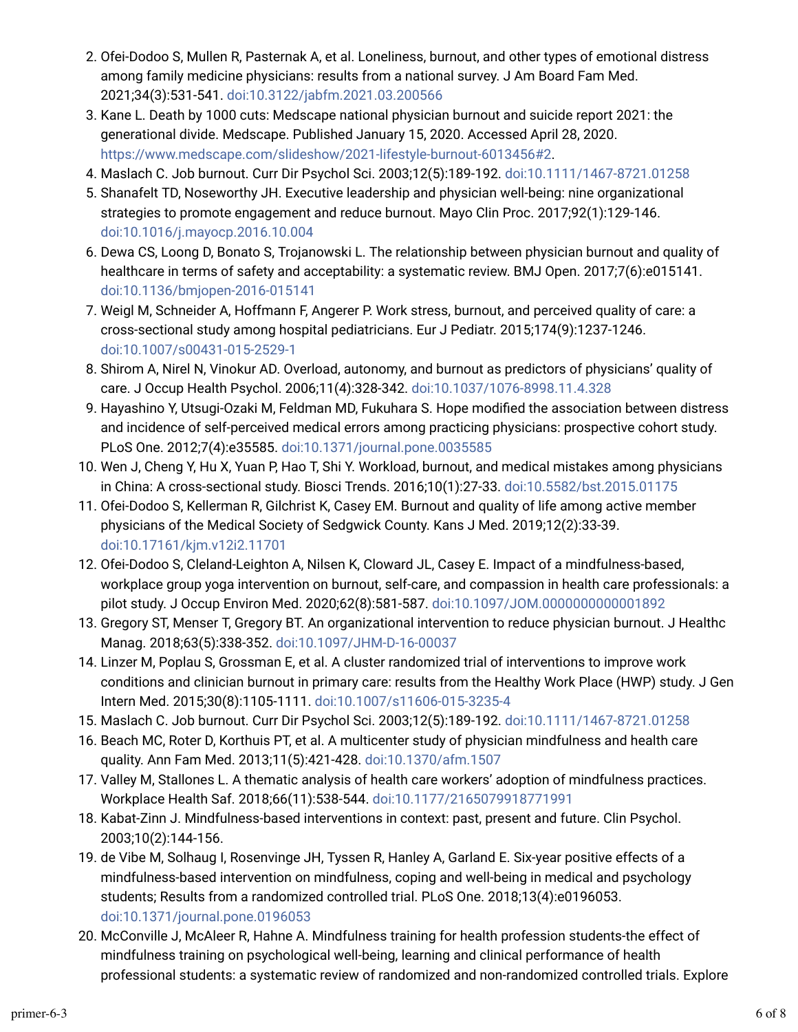2. Ofei-Dodoo S, Mullen R, Pasternak A, et al. Loneliness, burnout, and other types of emotional distress among family medicine physicians: results from a national survey. J Am Board Fam Med. 2021;34(3):531-541. doi:10.3122/jabfm.2021.03.200566
3. Kane L. Death by 1000 cuts: Medscape national physician burnout and suicide report 2021: the generational divide. Medscape. Published January 15, 2020. Accessed April 28, 2020. https://www.medscape.com/slideshow/2021-lifestyle-burnout-6013456#2.
4. Maslach C. Job burnout. Curr Dir Psychol Sci. 2003;12(5):189-192. doi:10.1111/1467-8721.01258
5. Shanafelt TD, Noseworthy JH. Executive leadership and physician well-being: nine organizational strategies to promote engagement and reduce burnout. Mayo Clin Proc. 2017;92(1):129-146. doi:10.1016/j.mayocp.2016.10.004
6. Dewa CS, Loong D, Bonato S, Trojanowski L. The relationship between physician burnout and quality of healthcare in terms of safety and acceptability: a systematic review. BMJ Open. 2017;7(6):e015141. doi:10.1136/bmjopen-2016-015141
7. Weigl M, Schneider A, Hoffmann F, Angerer P. Work stress, burnout, and perceived quality of care: a cross-sectional study among hospital pediatricians. Eur J Pediatr. 2015;174(9):1237-1246. doi:10.1007/s00431-015-2529-1
8. Shirom A, Nirel N, Vinokur AD. Overload, autonomy, and burnout as predictors of physicians' quality of care. J Occup Health Psychol. 2006;11(4):328-342. doi:10.1037/1076-8998.11.4.328
9. Hayashino Y, Utsugi-Ozaki M, Feldman MD, Fukuhara S. Hope modified the association between distress and incidence of self-perceived medical errors among practicing physicians: prospective cohort study. PLoS One. 2012;7(4):e35585. doi:10.1371/journal.pone.0035585
10. Wen J, Cheng Y, Hu X, Yuan P, Hao T, Shi Y. Workload, burnout, and medical mistakes among physicians in China: A cross-sectional study. Biosci Trends. 2016;10(1):27-33. doi:10.5582/bst.2015.01175
11. Ofei-Dodoo S, Kellerman R, Gilchrist K, Casey EM. Burnout and quality of life among active member physicians of the Medical Society of Sedgwick County. Kans J Med. 2019;12(2):33-39. doi:10.17161/kjm.v12i2.11701
12. Ofei-Dodoo S, Cleland-Leighton A, Nilsen K, Cloward JL, Casey E. Impact of a mindfulness-based, workplace group yoga intervention on burnout, self-care, and compassion in health care professionals: a pilot study. J Occup Environ Med. 2020;62(8):581-587. doi:10.1097/JOM.0000000000001892
13. Gregory ST, Menser T, Gregory BT. An organizational intervention to reduce physician burnout. J Healthc Manag. 2018;63(5):338-352. doi:10.1097/JHM-D-16-00037
14. Linzer M, Poplau S, Grossman E, et al. A cluster randomized trial of interventions to improve work conditions and clinician burnout in primary care: results from the Healthy Work Place (HWP) study. J Gen Intern Med. 2015;30(8):1105-1111. doi:10.1007/s11606-015-3235-4
15. Maslach C. Job burnout. Curr Dir Psychol Sci. 2003;12(5):189-192. doi:10.1111/1467-8721.01258
16. Beach MC, Roter D, Korthuis PT, et al. A multicenter study of physician mindfulness and health care quality. Ann Fam Med. 2013;11(5):421-428. doi:10.1370/afm.1507
17. Valley M, Stallones L. A thematic analysis of health care workers' adoption of mindfulness practices. Workplace Health Saf. 2018;66(11):538-544. doi:10.1177/2165079918771991
18. Kabat-Zinn J. Mindfulness-based interventions in context: past, present and future. Clin Psychol. 2003;10(2):144-156.
19. de Vibe M, Solhaug I, Rosenvinge JH, Tyssen R, Hanley A, Garland E. Six-year positive effects of a mindfulness-based intervention on mindfulness, coping and well-being in medical and psychology students; Results from a randomized controlled trial. PLoS One. 2018;13(4):e0196053. doi:10.1371/journal.pone.0196053
20. McConville J, McAleer R, Hahne A. Mindfulness training for health profession students-the effect of mindfulness training on psychological well-being, learning and clinical performance of health professional students: a systematic review of randomized and non-randomized controlled trials. Explore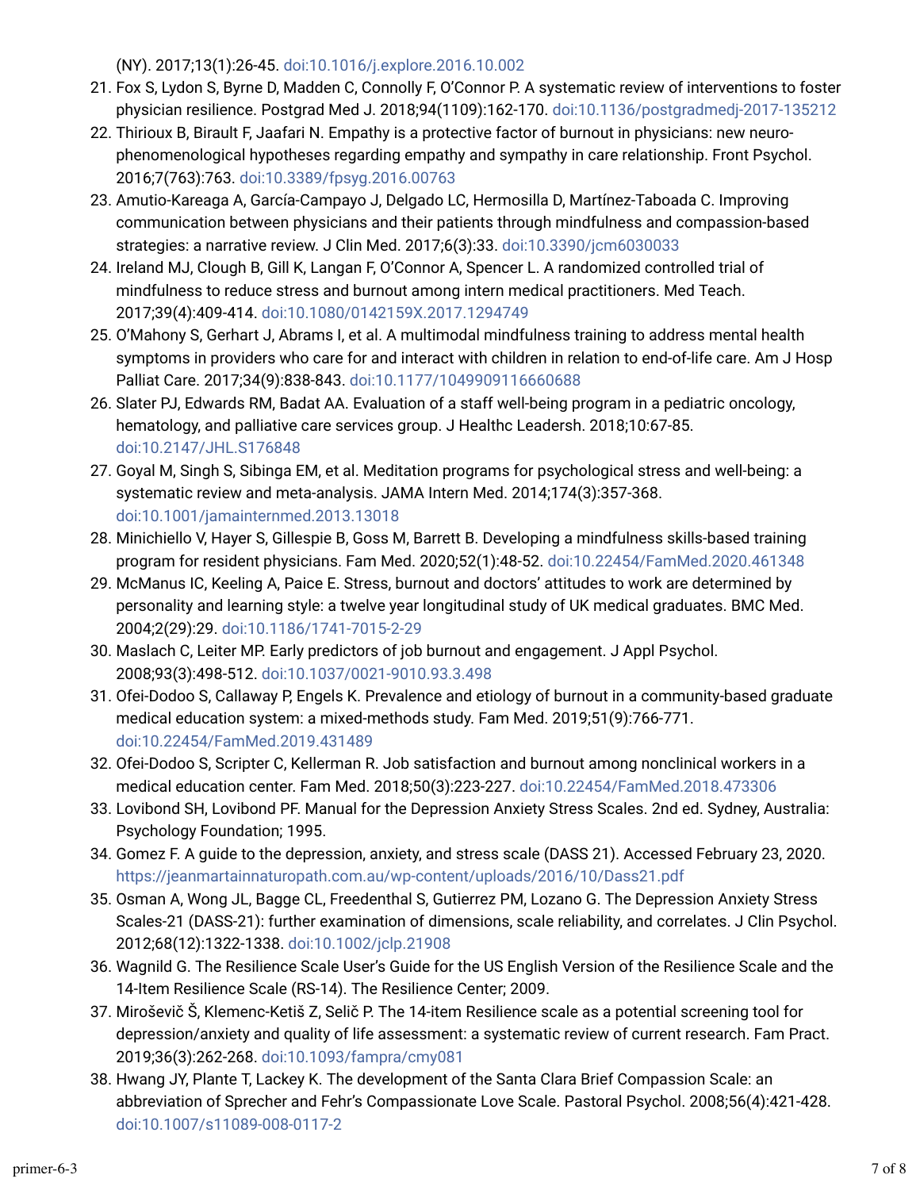(NY). 2017;13(1):26-45. doi:10.1016/j.explore.2016.10.002

21. Fox S, Lydon S, Byrne D, Madden C, Connolly F, O'Connor P. A systematic review of interventions to foster physician resilience. Postgrad Med J. 2018;94(1109):162-170. doi:10.1136/postgradmedj-2017-135212
22. Thirioux B, Birault F, Jaafari N. Empathy is a protective factor of burnout in physicians: new neuro-phenomenological hypotheses regarding empathy and sympathy in care relationship. Front Psychol. 2016;7(763):763. doi:10.3389/fpsyg.2016.00763
23. Amutio-Kareaga A, García-Campayo J, Delgado LC, Hermosilla D, Martínez-Taboada C. Improving communication between physicians and their patients through mindfulness and compassion-based strategies: a narrative review. J Clin Med. 2017;6(3):33. doi:10.3390/jcm6030033
24. Ireland MJ, Clough B, Gill K, Langan F, O'Connor A, Spencer L. A randomized controlled trial of mindfulness to reduce stress and burnout among intern medical practitioners. Med Teach. 2017;39(4):409-414. doi:10.1080/0142159X.2017.1294749
25. O'Mahony S, Gerhart J, Abrams I, et al. A multimodal mindfulness training to address mental health symptoms in providers who care for and interact with children in relation to end-of-life care. Am J Hosp Palliat Care. 2017;34(9):838-843. doi:10.1177/1049909116660688
26. Slater PJ, Edwards RM, Badat AA. Evaluation of a staff well-being program in a pediatric oncology, hematology, and palliative care services group. J Healthc Leadersh. 2018;10:67-85. doi:10.2147/JHL.S176848
27. Goyal M, Singh S, Sibinga EM, et al. Meditation programs for psychological stress and well-being: a systematic review and meta-analysis. JAMA Intern Med. 2014;174(3):357-368. doi:10.1001/jamainternmed.2013.13018
28. Minichiello V, Hayer S, Gillespie B, Goss M, Barrett B. Developing a mindfulness skills-based training program for resident physicians. Fam Med. 2020;52(1):48-52. doi:10.22454/FamMed.2020.461348
29. McManus IC, Keeling A, Paice E. Stress, burnout and doctors' attitudes to work are determined by personality and learning style: a twelve year longitudinal study of UK medical graduates. BMC Med. 2004;2(29):29. doi:10.1186/1741-7015-2-29
30. Maslach C, Leiter MP. Early predictors of job burnout and engagement. J Appl Psychol. 2008;93(3):498-512. doi:10.1037/0021-9010.93.3.498
31. Ofei-Dodoo S, Callaway P, Engels K. Prevalence and etiology of burnout in a community-based graduate medical education system: a mixed-methods study. Fam Med. 2019;51(9):766-771. doi:10.22454/FamMed.2019.431489
32. Ofei-Dodoo S, Scripter C, Kellerman R. Job satisfaction and burnout among nonclinical workers in a medical education center. Fam Med. 2018;50(3):223-227. doi:10.22454/FamMed.2018.473306
33. Lovibond SH, Lovibond PF. Manual for the Depression Anxiety Stress Scales. 2nd ed. Sydney, Australia: Psychology Foundation; 1995.
34. Gomez F. A guide to the depression, anxiety, and stress scale (DASS 21). Accessed February 23, 2020. https://jeanmartainnaturopath.com.au/wp-content/uploads/2016/10/Dass21.pdf
35. Osman A, Wong JL, Bagge CL, Freedenthal S, Gutierrez PM, Lozano G. The Depression Anxiety Stress Scales-21 (DASS-21): further examination of dimensions, scale reliability, and correlates. J Clin Psychol. 2012;68(12):1322-1338. doi:10.1002/jclp.21908
36. Wagnild G. The Resilience Scale User's Guide for the US English Version of the Resilience Scale and the 14-Item Resilience Scale (RS-14). The Resilience Center; 2009.
37. Mirošević Š, Klemenc-Ketiš Z, Selič P. The 14-item Resilience scale as a potential screening tool for depression/anxiety and quality of life assessment: a systematic review of current research. Fam Pract. 2019;36(3):262-268. doi:10.1093/fampra/cmy081
38. Hwang JY, Plante T, Lackey K. The development of the Santa Clara Brief Compassion Scale: an abbreviation of Sprecher and Fehr's Compassionate Love Scale. Pastoral Psychol. 2008;56(4):421-428. doi:10.1007/s11089-008-0117-2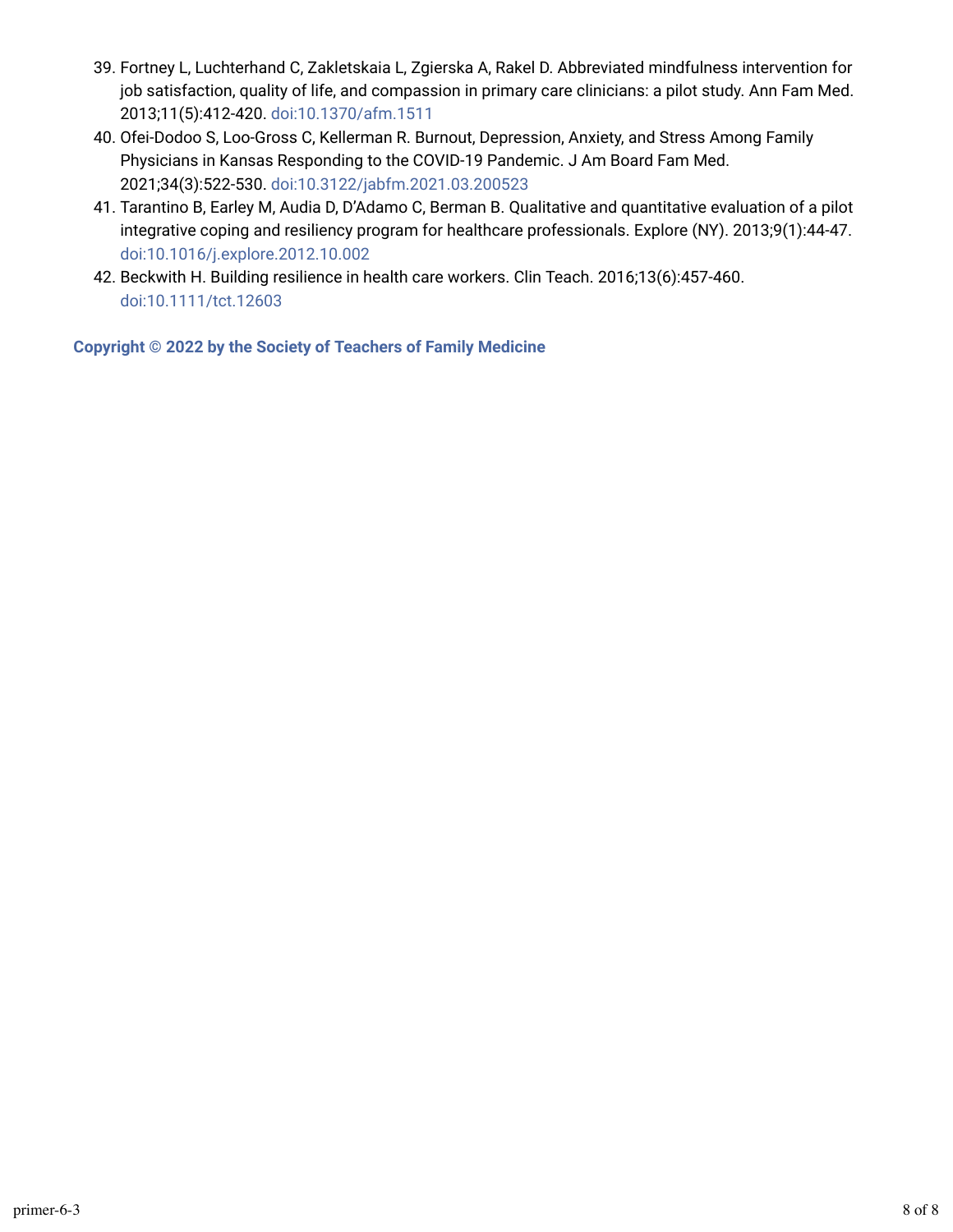39. Fortney L, Luchterhand C, Zakletskaia L, Zgierska A, Rakel D. Abbreviated mindfulness intervention for job satisfaction, quality of life, and compassion in primary care clinicians: a pilot study. Ann Fam Med. 2013;11(5):412-420. doi:10.1370/afm.1511
40. Ofei-Dodoo S, Loo-Gross C, Kellerman R. Burnout, Depression, Anxiety, and Stress Among Family Physicians in Kansas Responding to the COVID-19 Pandemic. J Am Board Fam Med. 2021;34(3):522-530. doi:10.3122/jabfm.2021.03.200523
41. Tarantino B, Earley M, Audia D, D'Adamo C, Berman B. Qualitative and quantitative evaluation of a pilot integrative coping and resiliency program for healthcare professionals. Explore (NY). 2013;9(1):44-47. doi:10.1016/j.explore.2012.10.002
42. Beckwith H. Building resilience in health care workers. Clin Teach. 2016;13(6):457-460. doi:10.1111/tct.12603

**Copyright © 2022 by the Society of Teachers of Family Medicine**